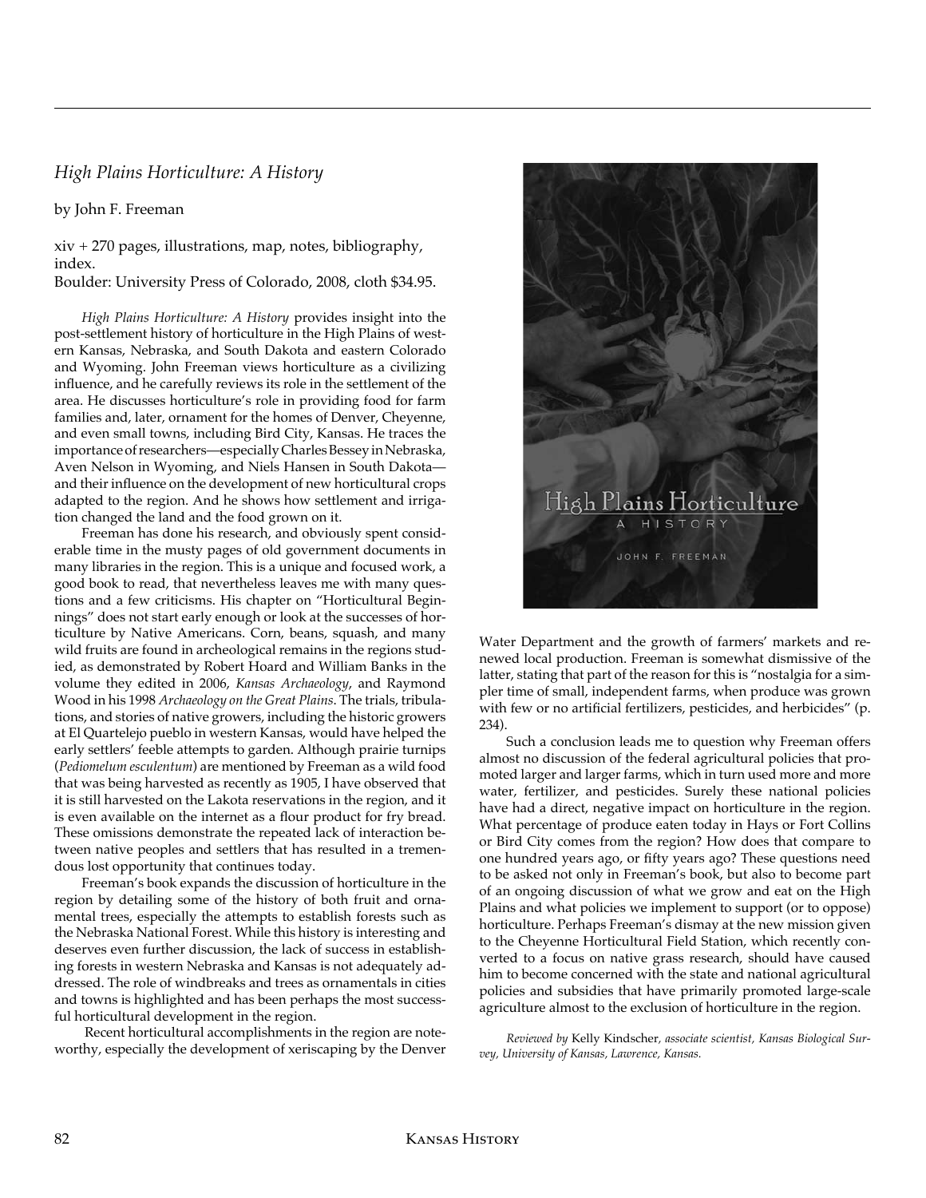## *High Plains Horticulture: A History*

by John F. Freeman

xiv + 270 pages, illustrations, map, notes, bibliography, index.
Boulder: University Press of Colorado, 2008, cloth $34.95.

*High Plains Horticulture: A History* provides insight into the post-settlement history of horticulture in the High Plains of western Kansas, Nebraska, and South Dakota and eastern Colorado and Wyoming. John Freeman views horticulture as a civilizing influence, and he carefully reviews its role in the settlement of the area. He discusses horticulture's role in providing food for farm families and, later, ornament for the homes of Denver, Cheyenne, and even small towns, including Bird City, Kansas. He traces the importance of researchers—especially Charles Bessey in Nebraska, Aven Nelson in Wyoming, and Niels Hansen in South Dakota—and their influence on the development of new horticultural crops adapted to the region. And he shows how settlement and irrigation changed the land and the food grown on it.

Freeman has done his research, and obviously spent considerable time in the musty pages of old government documents in many libraries in the region. This is a unique and focused work, a good book to read, that nevertheless leaves me with many questions and a few criticisms. His chapter on "Horticultural Beginnings" does not start early enough or look at the successes of horticulture by Native Americans. Corn, beans, squash, and many wild fruits are found in archeological remains in the regions studied, as demonstrated by Robert Hoard and William Banks in the volume they edited in 2006, *Kansas Archaeology*, and Raymond Wood in his 1998 *Archaeology on the Great Plains*. The trials, tribulations, and stories of native growers, including the historic growers at El Quartelejo pueblo in western Kansas, would have helped the early settlers' feeble attempts to garden. Although prairie turnips (*Pediomelum esculentum*) are mentioned by Freeman as a wild food that was being harvested as recently as 1905, I have observed that it is still harvested on the Lakota reservations in the region, and it is even available on the internet as a flour product for fry bread. These omissions demonstrate the repeated lack of interaction between native peoples and settlers that has resulted in a tremendous lost opportunity that continues today.

Freeman's book expands the discussion of horticulture in the region by detailing some of the history of both fruit and ornamental trees, especially the attempts to establish forests such as the Nebraska National Forest. While this history is interesting and deserves even further discussion, the lack of success in establishing forests in western Nebraska and Kansas is not adequately addressed. The role of windbreaks and trees as ornamentals in cities and towns is highlighted and has been perhaps the most successful horticultural development in the region.

Recent horticultural accomplishments in the region are noteworthy, especially the development of xeriscaping by the Denver Water Department and the growth of farmers' markets and renewed local production. Freeman is somewhat dismissive of the latter, stating that part of the reason for this is "nostalgia for a simpler time of small, independent farms, when produce was grown with few or no artificial fertilizers, pesticides, and herbicides" (p. 234).

Such a conclusion leads me to question why Freeman offers almost no discussion of the federal agricultural policies that promoted larger and larger farms, which in turn used more and more water, fertilizer, and pesticides. Surely these national policies have had a direct, negative impact on horticulture in the region. What percentage of produce eaten today in Hays or Fort Collins or Bird City comes from the region? How does that compare to one hundred years ago, or fifty years ago? These questions need to be asked not only in Freeman's book, but also to become part of an ongoing discussion of what we grow and eat on the High Plains and what policies we implement to support (or to oppose) horticulture. Perhaps Freeman's dismay at the new mission given to the Cheyenne Horticultural Field Station, which recently converted to a focus on native grass research, should have caused him to become concerned with the state and national agricultural policies and subsidies that have primarily promoted large-scale agriculture almost to the exclusion of horticulture in the region.

*Reviewed by* Kelly Kindscher, *associate scientist, Kansas Biological Survey, University of Kansas, Lawrence, Kansas.*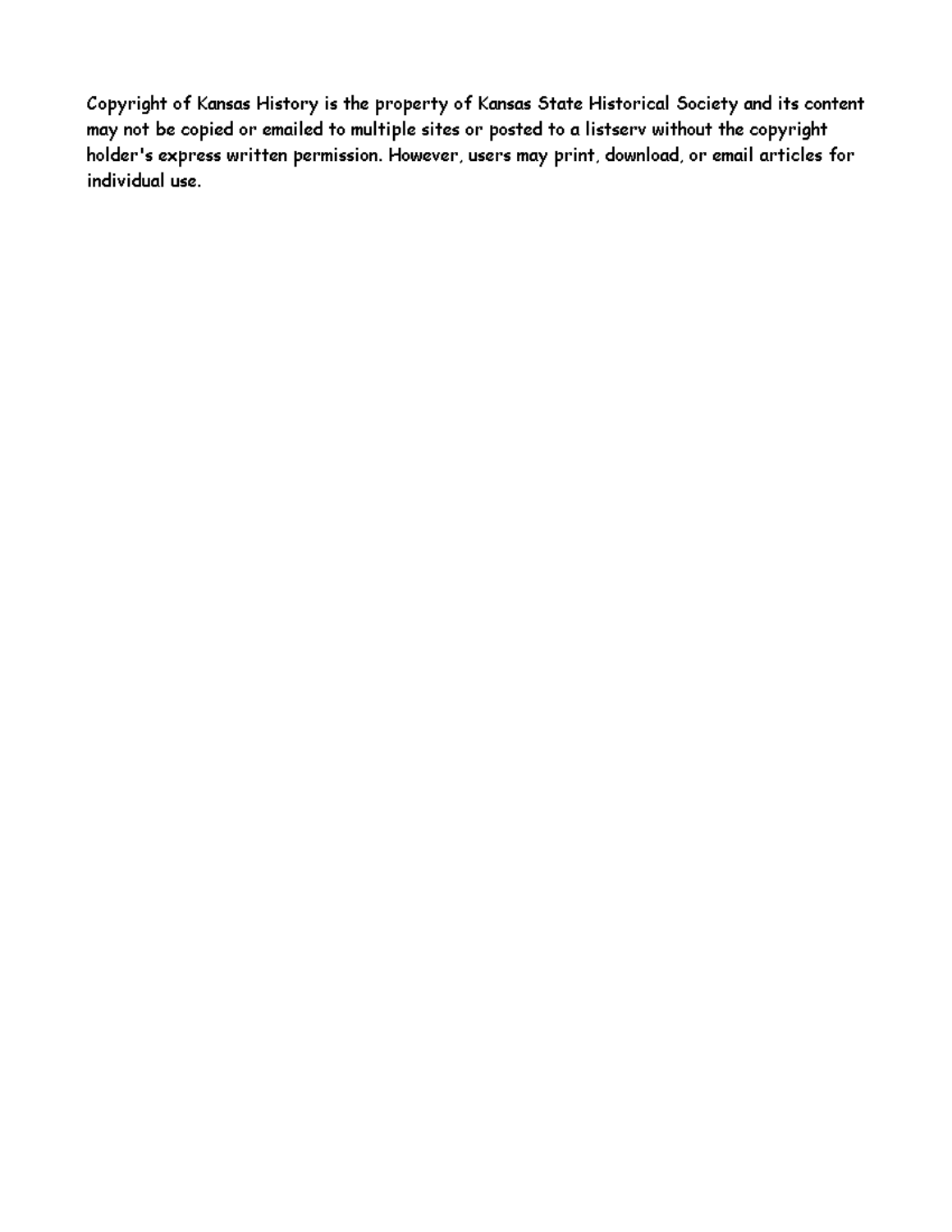Copyright of Kansas History is the property of Kansas State Historical Society and its content may not be copied or emailed to multiple sites or posted to a listserv without the copyright holder's express written permission. However, users may print, download, or email articles for individual use.